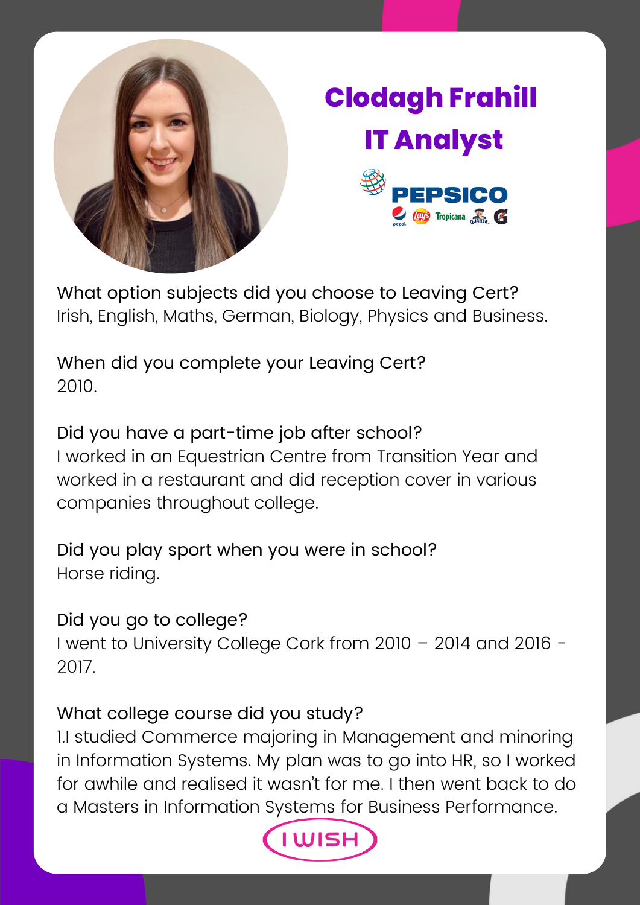# Clodagh Frahill

## IT Analyst

PEPSICO

What option subjects did you choose to Leaving Cert?
Irish, English, Maths, German, Biology, Physics and Business.

When did you complete your Leaving Cert?
2010.

Did you have a part-time job after school?
I worked in an Equestrian Centre from Transition Year and worked in a restaurant and did reception cover in various companies throughout college.

Did you play sport when you were in school?
Horse riding.

Did you go to college?
I went to University College Cork from 2010 – 2014 and 2016 - 2017.

What college course did you study?
1.I studied Commerce majoring in Management and minoring in Information Systems. My plan was to go into HR, so I worked for awhile and realised it wasn't for me. I then went back to do a Masters in Information Systems for Business Performance.

I WISH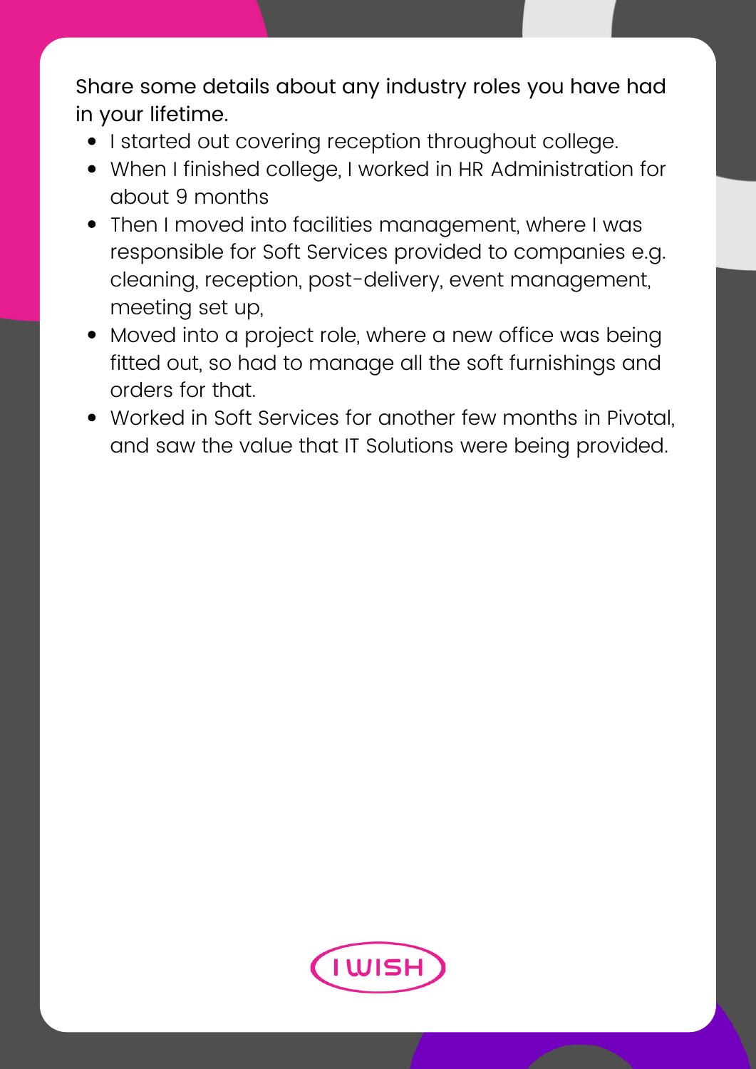Share some details about any industry roles you have had in your lifetime.

- I started out covering reception throughout college.
- When I finished college, I worked in HR Administration for about 9 months
- Then I moved into facilities management, where I was responsible for Soft Services provided to companies e.g. cleaning, reception, post-delivery, event management, meeting set up,
- Moved into a project role, where a new office was being fitted out, so had to manage all the soft furnishings and orders for that.
- Worked in Soft Services for another few months in Pivotal, and saw the value that IT Solutions were being provided.

I WISH